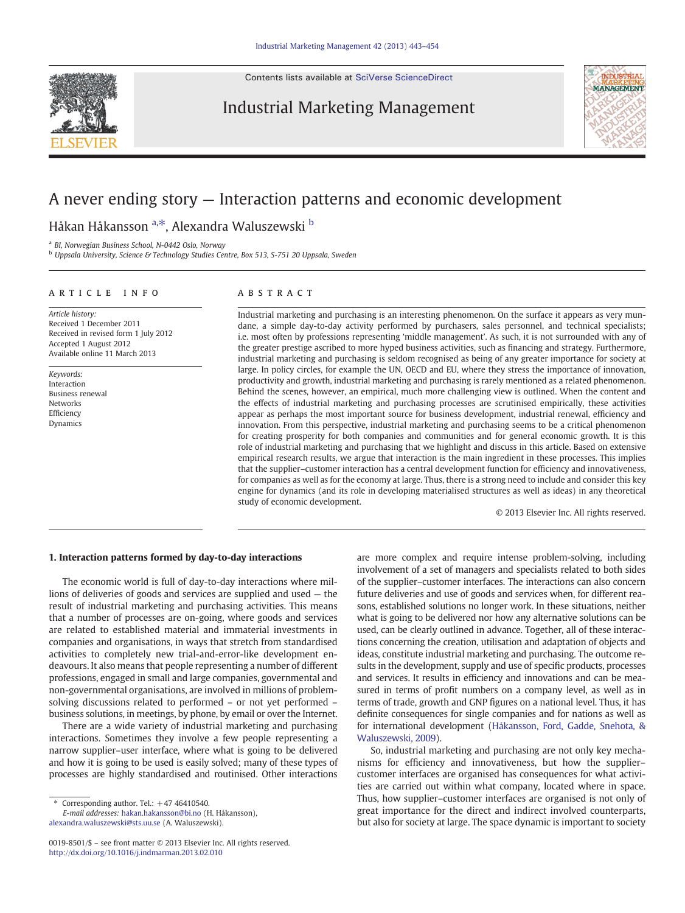Contents lists available at SciVerse ScienceDirect

Industrial Marketing Management

# A never ending story — Interaction patterns and economic development

Håkan Håkansson [a,*], Alexandra Waluszewski [b]

[a] BI, Norwegian Business School, N-0442 Oslo, Norway
[b] Uppsala University, Science & Technology Studies Centre, Box 513, S-751 20 Uppsala, Sweden

## ARTICLE INFO

*Article history:*
Received 1 December 2011
Received in revised form 1 July 2012
Accepted 1 August 2012
Available online 11 March 2013

*Keywords:*
Interaction
Business renewal
Networks
Efficiency
Dynamics

## ABSTRACT

Industrial marketing and purchasing is an interesting phenomenon. On the surface it appears as very mundane, a simple day-to-day activity performed by purchasers, sales personnel, and technical specialists; i.e. most often by professions representing 'middle management'. As such, it is not surrounded with any of the greater prestige ascribed to more hyped business activities, such as financing and strategy. Furthermore, industrial marketing and purchasing is seldom recognised as being of any greater importance for society at large. In policy circles, for example the UN, OECD and EU, where they stress the importance of innovation, productivity and growth, industrial marketing and purchasing is rarely mentioned as a related phenomenon. Behind the scenes, however, an empirical, much more challenging view is outlined. When the content and the effects of industrial marketing and purchasing processes are scrutinised empirically, these activities appear as perhaps the most important source for business development, industrial renewal, efficiency and innovation. From this perspective, industrial marketing and purchasing seems to be a critical phenomenon for creating prosperity for both companies and communities and for general economic growth. It is this role of industrial marketing and purchasing that we highlight and discuss in this article. Based on extensive empirical research results, we argue that interaction is the main ingredient in these processes. This implies that the supplier–customer interaction has a central development function for efficiency and innovativeness, for companies as well as for the economy at large. Thus, there is a strong need to include and consider this key engine for dynamics (and its role in developing materialised structures as well as ideas) in any theoretical study of economic development.

© 2013 Elsevier Inc. All rights reserved.

## 1. Interaction patterns formed by day-to-day interactions

The economic world is full of day-to-day interactions where millions of deliveries of goods and services are supplied and used — the result of industrial marketing and purchasing activities. This means that a number of processes are on-going, where goods and services are related to established material and immaterial investments in companies and organisations, in ways that stretch from standardised activities to completely new trial-and-error-like development endeavours. It also means that people representing a number of different professions, engaged in small and large companies, governmental and non-governmental organisations, are involved in millions of problem-solving discussions related to performed – or not yet performed – business solutions, in meetings, by phone, by email or over the Internet.

There are a wide variety of industrial marketing and purchasing interactions. Sometimes they involve a few people representing a narrow supplier–user interface, where what is going to be delivered and how it is going to be used is easily solved; many of these types of processes are highly standardised and routinised. Other interactions are more complex and require intense problem-solving, including involvement of a set of managers and specialists related to both sides of the supplier–customer interfaces. The interactions can also concern future deliveries and use of goods and services when, for different reasons, established solutions no longer work. In these situations, neither what is going to be delivered nor how any alternative solutions can be used, can be clearly outlined in advance. Together, all of these interactions concerning the creation, utilisation and adaptation of objects and ideas, constitute industrial marketing and purchasing. The outcome results in the development, supply and use of specific products, processes and services. It results in efficiency and innovations and can be measured in terms of profit numbers on a company level, as well as in terms of trade, growth and GNP figures on a national level. Thus, it has definite consequences for single companies and for nations as well as for international development (Håkansson, Ford, Gadde, Snehota, & Waluszewski, 2009).

So, industrial marketing and purchasing are not only key mechanisms for efficiency and innovativeness, but how the supplier–customer interfaces are organised has consequences for what activities are carried out within what company, located where in space. Thus, how supplier–customer interfaces are organised is not only of great importance for the direct and indirect involved counterparts, but also for society at large. The space dynamic is important to society

\* Corresponding author. Tel.: +47 46410540.
*E-mail addresses:* hakan.hakansson@bi.no (H. Håkansson), alexandra.waluszewski@sts.uu.se (A. Waluszewski).

0019-8501/$ – see front matter © 2013 Elsevier Inc. All rights reserved.
http://dx.doi.org/10.1016/j.indmarman.2013.02.010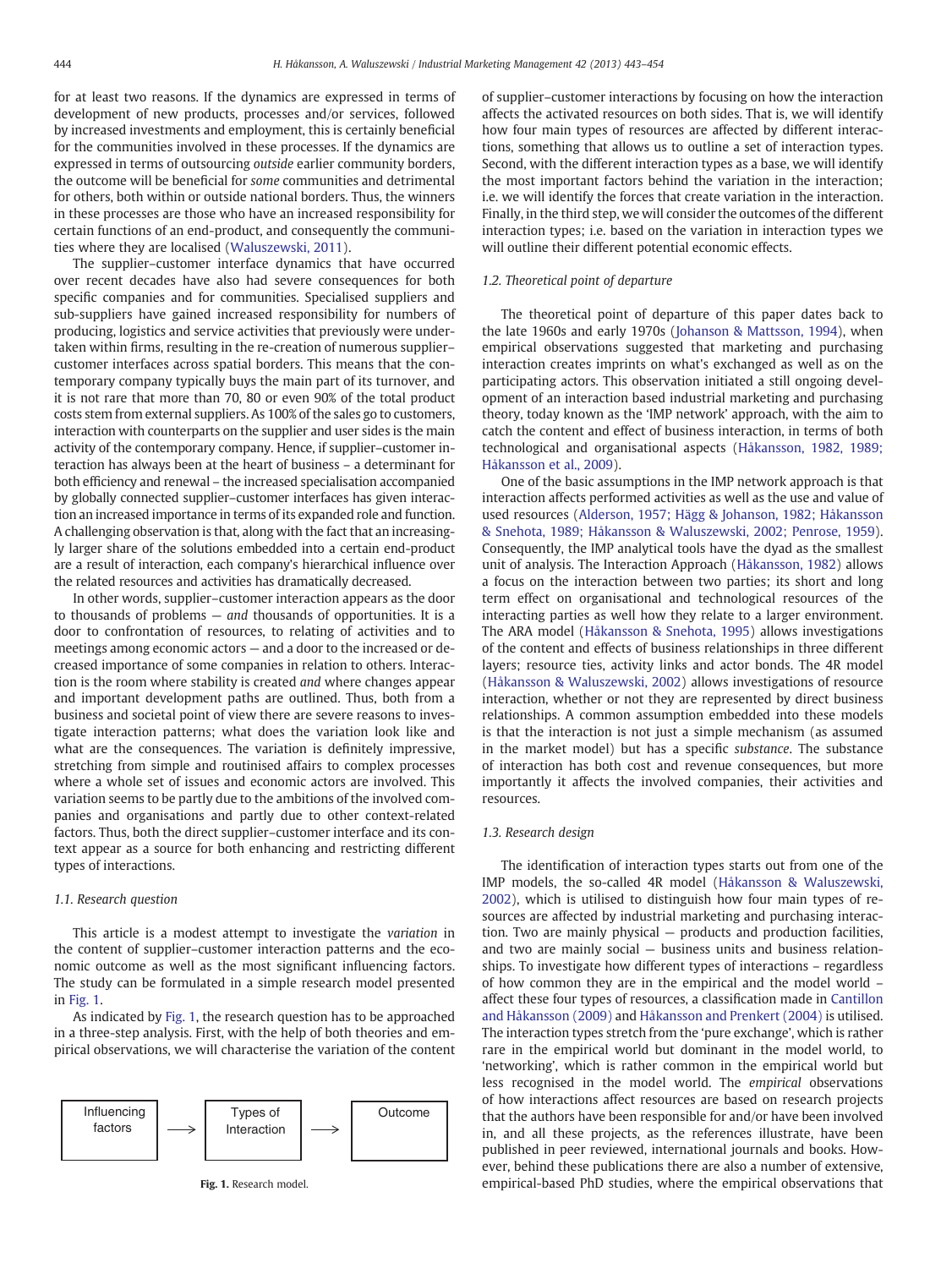for at least two reasons. If the dynamics are expressed in terms of development of new products, processes and/or services, followed by increased investments and employment, this is certainly beneficial for the communities involved in these processes. If the dynamics are expressed in terms of outsourcing *outside* earlier community borders, the outcome will be beneficial for *some* communities and detrimental for others, both within or outside national borders. Thus, the winners in these processes are those who have an increased responsibility for certain functions of an end-product, and consequently the communities where they are localised (Waluszewski, 2011).

The supplier–customer interface dynamics that have occurred over recent decades have also had severe consequences for both specific companies and for communities. Specialised suppliers and sub-suppliers have gained increased responsibility for numbers of producing, logistics and service activities that previously were undertaken within firms, resulting in the re-creation of numerous supplier–customer interfaces across spatial borders. This means that the contemporary company typically buys the main part of its turnover, and it is not rare that more than 70, 80 or even 90% of the total product costs stem from external suppliers. As 100% of the sales go to customers, interaction with counterparts on the supplier and user sides is the main activity of the contemporary company. Hence, if supplier–customer interaction has always been at the heart of business – a determinant for both efficiency and renewal – the increased specialisation accompanied by globally connected supplier–customer interfaces has given interaction an increased importance in terms of its expanded role and function. A challenging observation is that, along with the fact that an increasingly larger share of the solutions embedded into a certain end-product are a result of interaction, each company's hierarchical influence over the related resources and activities has dramatically decreased.

In other words, supplier–customer interaction appears as the door to thousands of problems — *and* thousands of opportunities. It is a door to confrontation of resources, to relating of activities and to meetings among economic actors — and a door to the increased or decreased importance of some companies in relation to others. Interaction is the room where stability is created *and* where changes appear and important development paths are outlined. Thus, both from a business and societal point of view there are severe reasons to investigate interaction patterns; what does the variation look like and what are the consequences. The variation is definitely impressive, stretching from simple and routinised affairs to complex processes where a whole set of issues and economic actors are involved. This variation seems to be partly due to the ambitions of the involved companies and organisations and partly due to other context-related factors. Thus, both the direct supplier–customer interface and its context appear as a source for both enhancing and restricting different types of interactions.

### 1.1. Research question

This article is a modest attempt to investigate the *variation* in the content of supplier–customer interaction patterns and the economic outcome as well as the most significant influencing factors. The study can be formulated in a simple research model presented in Fig. 1.

As indicated by Fig. 1, the research question has to be approached in a three-step analysis. First, with the help of both theories and empirical observations, we will characterise the variation of the content of supplier–customer interactions by focusing on how the interaction affects the activated resources on both sides. That is, we will identify how four main types of resources are affected by different interactions, something that allows us to outline a set of interaction types. Second, with the different interaction types as a base, we will identify the most important factors behind the variation in the interaction; i.e. we will identify the forces that create variation in the interaction. Finally, in the third step, we will consider the outcomes of the different interaction types; i.e. based on the variation in interaction types we will outline their different potential economic effects.

Influencing factors → Types of Interaction → Outcome

**Fig. 1.** Research model.

### 1.2. Theoretical point of departure

The theoretical point of departure of this paper dates back to the late 1960s and early 1970s (Johanson & Mattsson, 1994), when empirical observations suggested that marketing and purchasing interaction creates imprints on what's exchanged as well as on the participating actors. This observation initiated a still ongoing development of an interaction based industrial marketing and purchasing theory, today known as the 'IMP network' approach, with the aim to catch the content and effect of business interaction, in terms of both technological and organisational aspects (Håkansson, 1982, 1989; Håkansson et al., 2009).

One of the basic assumptions in the IMP network approach is that interaction affects performed activities as well as the use and value of used resources (Alderson, 1957; Hägg & Johanson, 1982; Håkansson & Snehota, 1989; Håkansson & Waluszewski, 2002; Penrose, 1959). Consequently, the IMP analytical tools have the dyad as the smallest unit of analysis. The Interaction Approach (Håkansson, 1982) allows a focus on the interaction between two parties; its short and long term effect on organisational and technological resources of the interacting parties as well how they relate to a larger environment. The ARA model (Håkansson & Snehota, 1995) allows investigations of the content and effects of business relationships in three different layers; resource ties, activity links and actor bonds. The 4R model (Håkansson & Waluszewski, 2002) allows investigations of resource interaction, whether or not they are represented by direct business relationships. A common assumption embedded into these models is that the interaction is not just a simple mechanism (as assumed in the market model) but has a specific *substance*. The substance of interaction has both cost and revenue consequences, but more importantly it affects the involved companies, their activities and resources.

### 1.3. Research design

The identification of interaction types starts out from one of the IMP models, the so-called 4R model (Håkansson & Waluszewski, 2002), which is utilised to distinguish how four main types of resources are affected by industrial marketing and purchasing interaction. Two are mainly physical — products and production facilities, and two are mainly social — business units and business relationships. To investigate how different types of interactions – regardless of how common they are in the empirical and the model world – affect these four types of resources, a classification made in Cantillon and Håkansson (2009) and Håkansson and Prenkert (2004) is utilised. The interaction types stretch from the 'pure exchange', which is rather rare in the empirical world but dominant in the model world, to 'networking', which is rather common in the empirical world but less recognised in the model world. The *empirical* observations of how interactions affect resources are based on research projects that the authors have been responsible for and/or have been involved in, and all these projects, as the references illustrate, have been published in peer reviewed, international journals and books. However, behind these publications there are also a number of extensive, empirical-based PhD studies, where the empirical observations that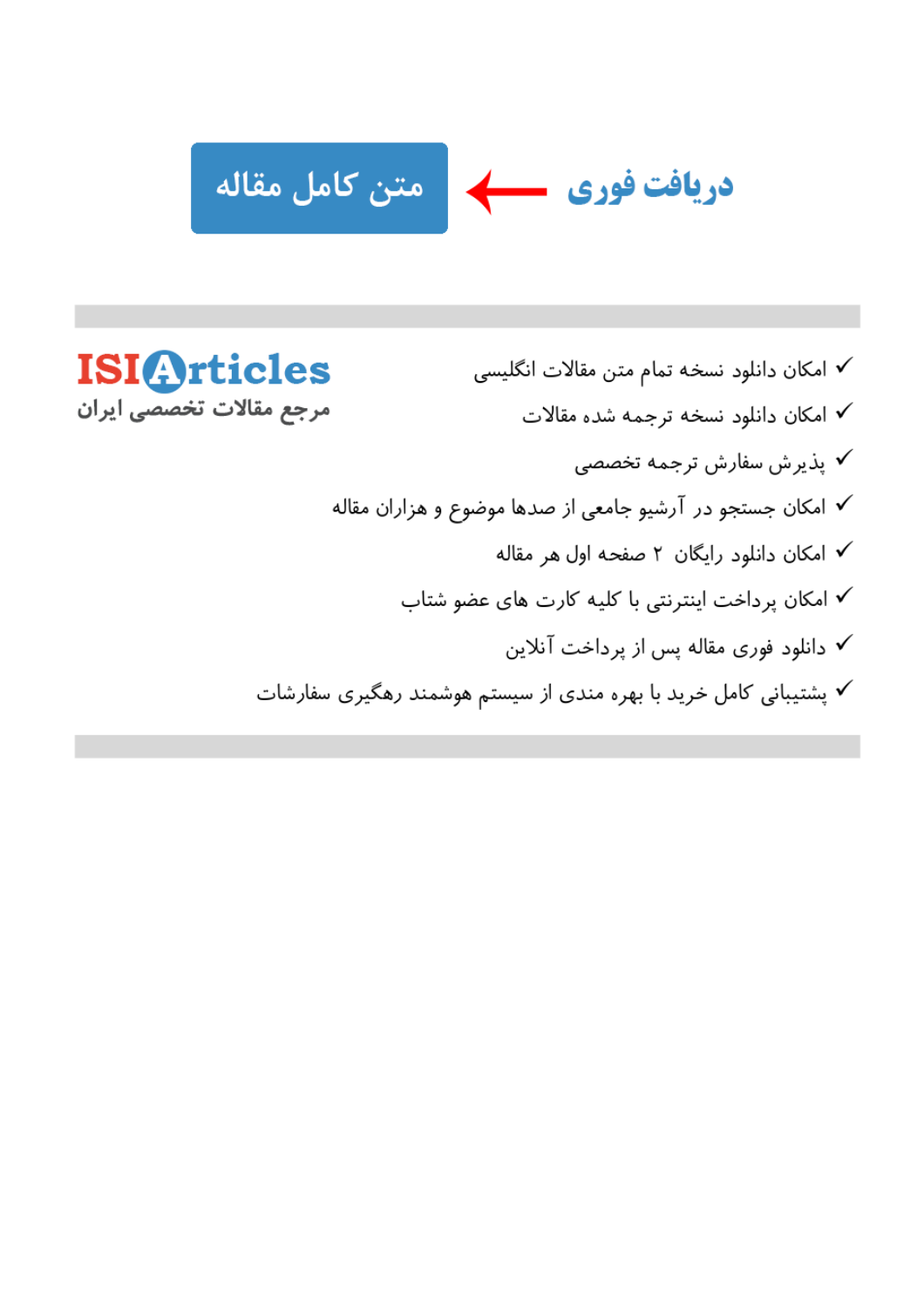متن کامل مقاله ← دریافت فوری

**ISIArticles**
مرجع مقالات تخصصی ایران

- ✓ امکان دانلود نسخه تمام متن مقالات انگلیسی
- ✓ امکان دانلود نسخه ترجمه شده مقالات
- ✓ پذیرش سفارش ترجمه تخصصی
- ✓ امکان جستجو در آرشیو جامعی از صدها موضوع و هزاران مقاله
- ✓ امکان دانلود رایگان ۲ صفحه اول هر مقاله
- ✓ امکان پرداخت اینترنتی با کلیه کارت های عضو شتاب
- ✓ دانلود فوری مقاله پس از پرداخت آنلاین
- ✓ پشتیبانی کامل خرید با بهره مندی از سیستم هوشمند رهگیری سفارشات